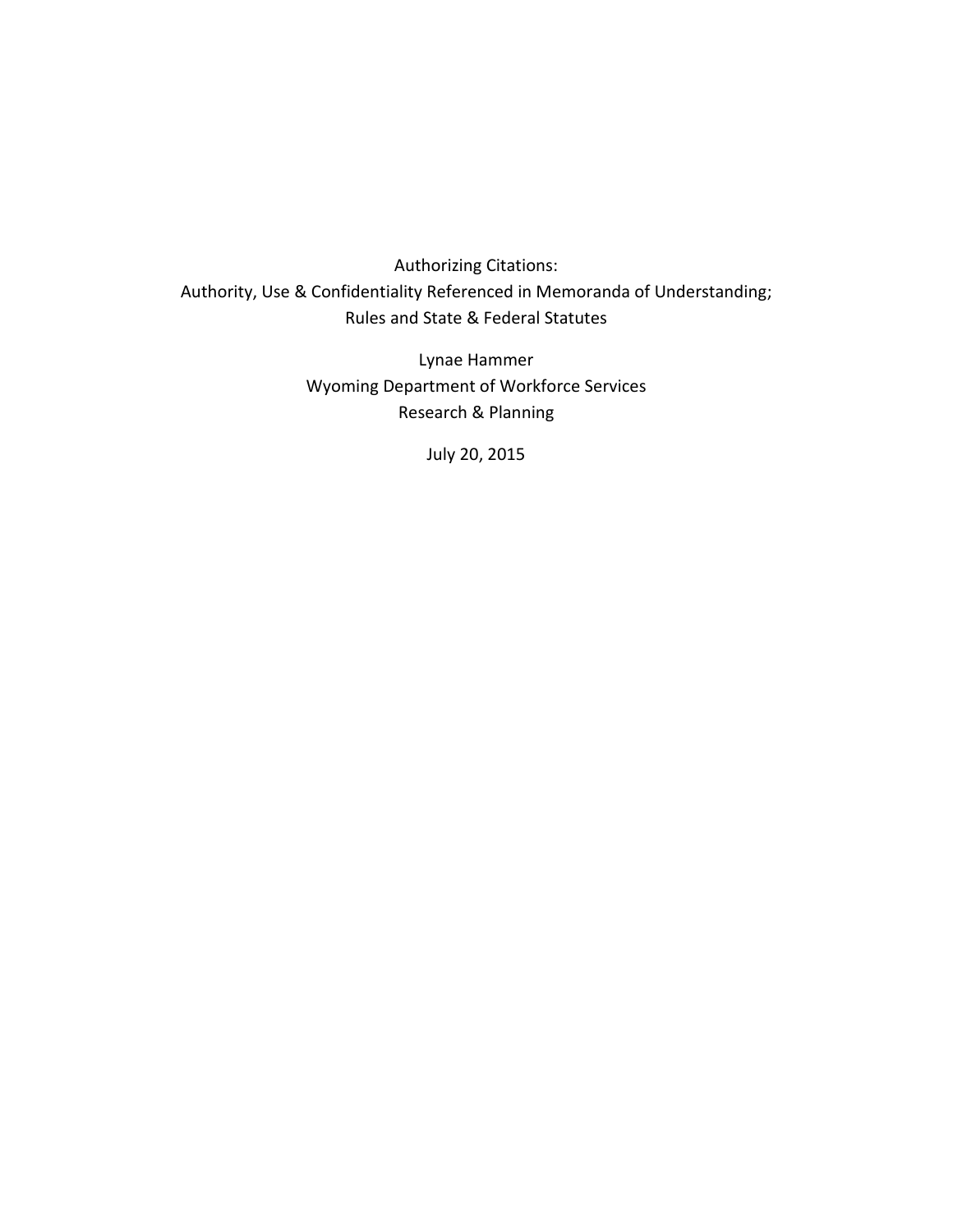# Authorizing Citations:
# Authority, Use & Confidentiality Referenced in Memoranda of Understanding; Rules and State & Federal Statutes

Lynae Hammer

Wyoming Department of Workforce Services

Research & Planning

July 20, 2015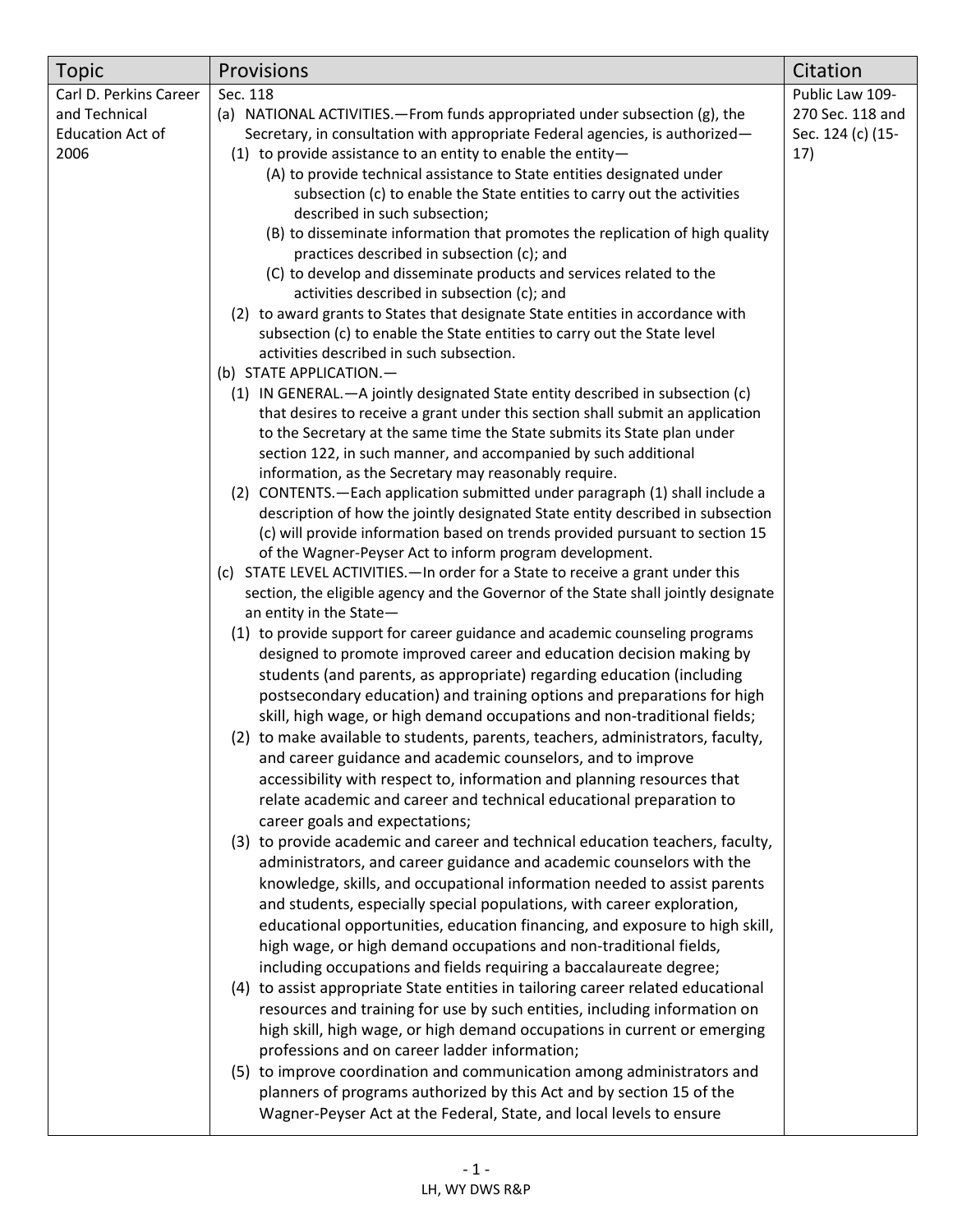| Topic | Provisions | Citation |
|---|---|---|
| Carl D. Perkins Career and Technical Education Act of 2006 | Sec. 118<br>(a) NATIONAL ACTIVITIES.—From funds appropriated under subsection (g), the Secretary, in consultation with appropriate Federal agencies, is authorized—<br>(1) to provide assistance to an entity to enable the entity—<br>(A) to provide technical assistance to State entities designated under subsection (c) to enable the State entities to carry out the activities described in such subsection;<br>(B) to disseminate information that promotes the replication of high quality practices described in subsection (c); and<br>(C) to develop and disseminate products and services related to the activities described in subsection (c); and<br>(2) to award grants to States that designate State entities in accordance with subsection (c) to enable the State entities to carry out the State level activities described in such subsection.<br>(b) STATE APPLICATION.—<br>(1) IN GENERAL.—A jointly designated State entity described in subsection (c) that desires to receive a grant under this section shall submit an application to the Secretary at the same time the State submits its State plan under section 122, in such manner, and accompanied by such additional information, as the Secretary may reasonably require.<br>(2) CONTENTS.—Each application submitted under paragraph (1) shall include a description of how the jointly designated State entity described in subsection (c) will provide information based on trends provided pursuant to section 15 of the Wagner-Peyser Act to inform program development.<br>(c) STATE LEVEL ACTIVITIES.—In order for a State to receive a grant under this section, the eligible agency and the Governor of the State shall jointly designate an entity in the State—<br>(1) to provide support for career guidance and academic counseling programs designed to promote improved career and education decision making by students (and parents, as appropriate) regarding education (including postsecondary education) and training options and preparations for high skill, high wage, or high demand occupations and non-traditional fields;<br>(2) to make available to students, parents, teachers, administrators, faculty, and career guidance and academic counselors, and to improve accessibility with respect to, information and planning resources that relate academic and career and technical educational preparation to career goals and expectations;<br>(3) to provide academic and career and technical education teachers, faculty, administrators, and career guidance and academic counselors with the knowledge, skills, and occupational information needed to assist parents and students, especially special populations, with career exploration, educational opportunities, education financing, and exposure to high skill, high wage, or high demand occupations and non-traditional fields, including occupations and fields requiring a baccalaureate degree;<br>(4) to assist appropriate State entities in tailoring career related educational resources and training for use by such entities, including information on high skill, high wage, or high demand occupations in current or emerging professions and on career ladder information;<br>(5) to improve coordination and communication among administrators and planners of programs authorized by this Act and by section 15 of the Wagner-Peyser Act at the Federal, State, and local levels to ensure | Public Law 109-270 Sec. 118 and Sec. 124 (c) (15-17) |

LH, WY DWS R&P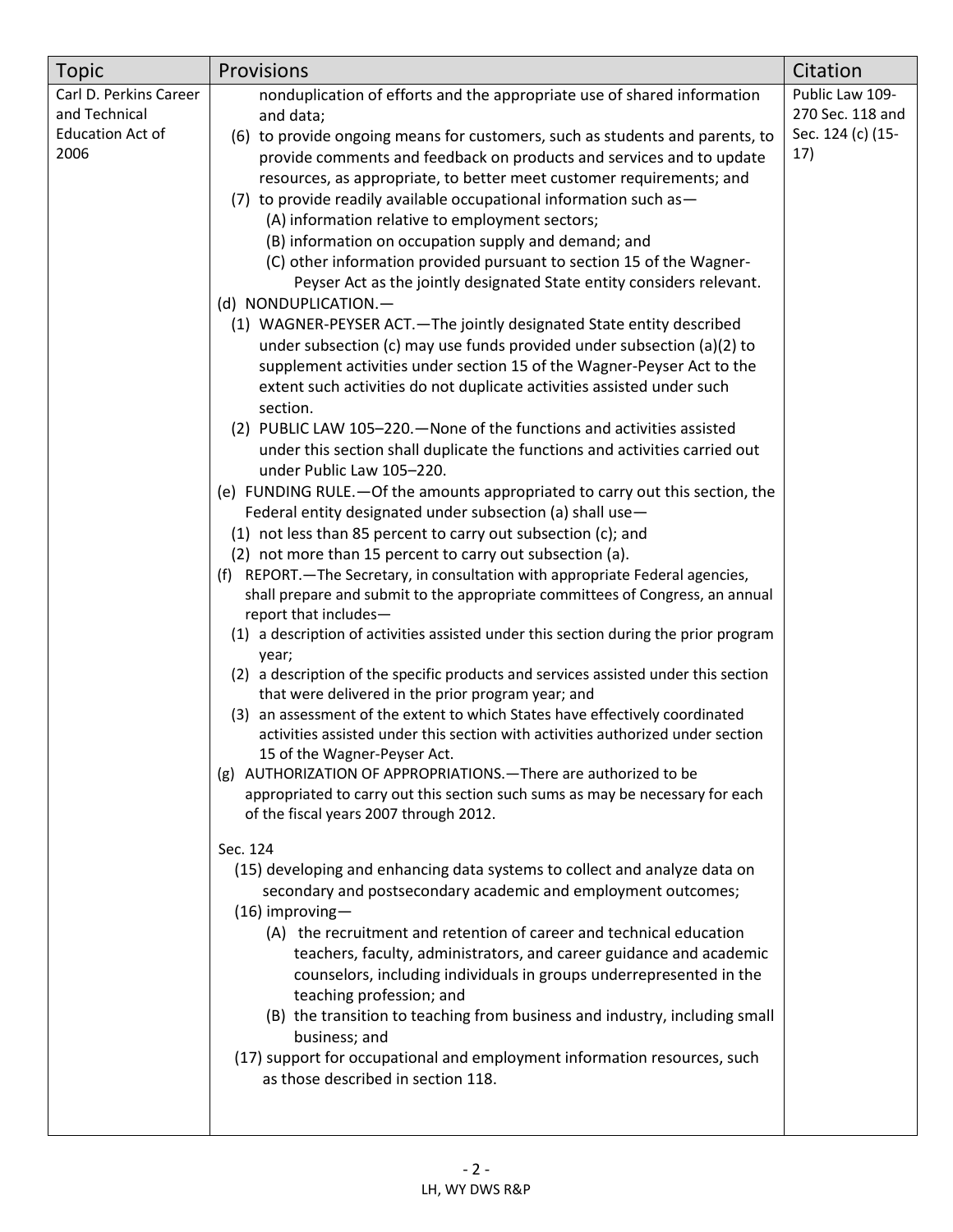| Topic | Provisions | Citation |
|---|---|---|
| Carl D. Perkins Career and Technical Education Act of 2006 | nonduplication of efforts and the appropriate use of shared information and data;<br>(6) to provide ongoing means for customers, such as students and parents, to provide comments and feedback on products and services and to update resources, as appropriate, to better meet customer requirements; and<br>(7) to provide readily available occupational information such as—<br>(A) information relative to employment sectors;<br>(B) information on occupation supply and demand; and<br>(C) other information provided pursuant to section 15 of the Wagner-Peyser Act as the jointly designated State entity considers relevant.<br>(d) NONDUPLICATION.—<br>(1) WAGNER-PEYSER ACT.—The jointly designated State entity described under subsection (c) may use funds provided under subsection (a)(2) to supplement activities under section 15 of the Wagner-Peyser Act to the extent such activities do not duplicate activities assisted under such section.<br>(2) PUBLIC LAW 105–220.—None of the functions and activities assisted under this section shall duplicate the functions and activities carried out under Public Law 105–220.<br>(e) FUNDING RULE.—Of the amounts appropriated to carry out this section, the Federal entity designated under subsection (a) shall use—<br>(1) not less than 85 percent to carry out subsection (c); and<br>(2) not more than 15 percent to carry out subsection (a).<br>(f) REPORT.—The Secretary, in consultation with appropriate Federal agencies, shall prepare and submit to the appropriate committees of Congress, an annual report that includes—<br>(1) a description of activities assisted under this section during the prior program year;<br>(2) a description of the specific products and services assisted under this section that were delivered in the prior program year; and<br>(3) an assessment of the extent to which States have effectively coordinated activities assisted under this section with activities authorized under section 15 of the Wagner-Peyser Act.<br>(g) AUTHORIZATION OF APPROPRIATIONS.—There are authorized to be appropriated to carry out this section such sums as may be necessary for each of the fiscal years 2007 through 2012.<br><br>Sec. 124<br>(15) developing and enhancing data systems to collect and analyze data on secondary and postsecondary academic and employment outcomes;<br>(16) improving—<br>(A) the recruitment and retention of career and technical education teachers, faculty, administrators, and career guidance and academic counselors, including individuals in groups underrepresented in the teaching profession; and<br>(B) the transition to teaching from business and industry, including small business; and<br>(17) support for occupational and employment information resources, such as those described in section 118. | Public Law 109-270 Sec. 118 and Sec. 124 (c) (15-17) |

LH, WY DWS R&P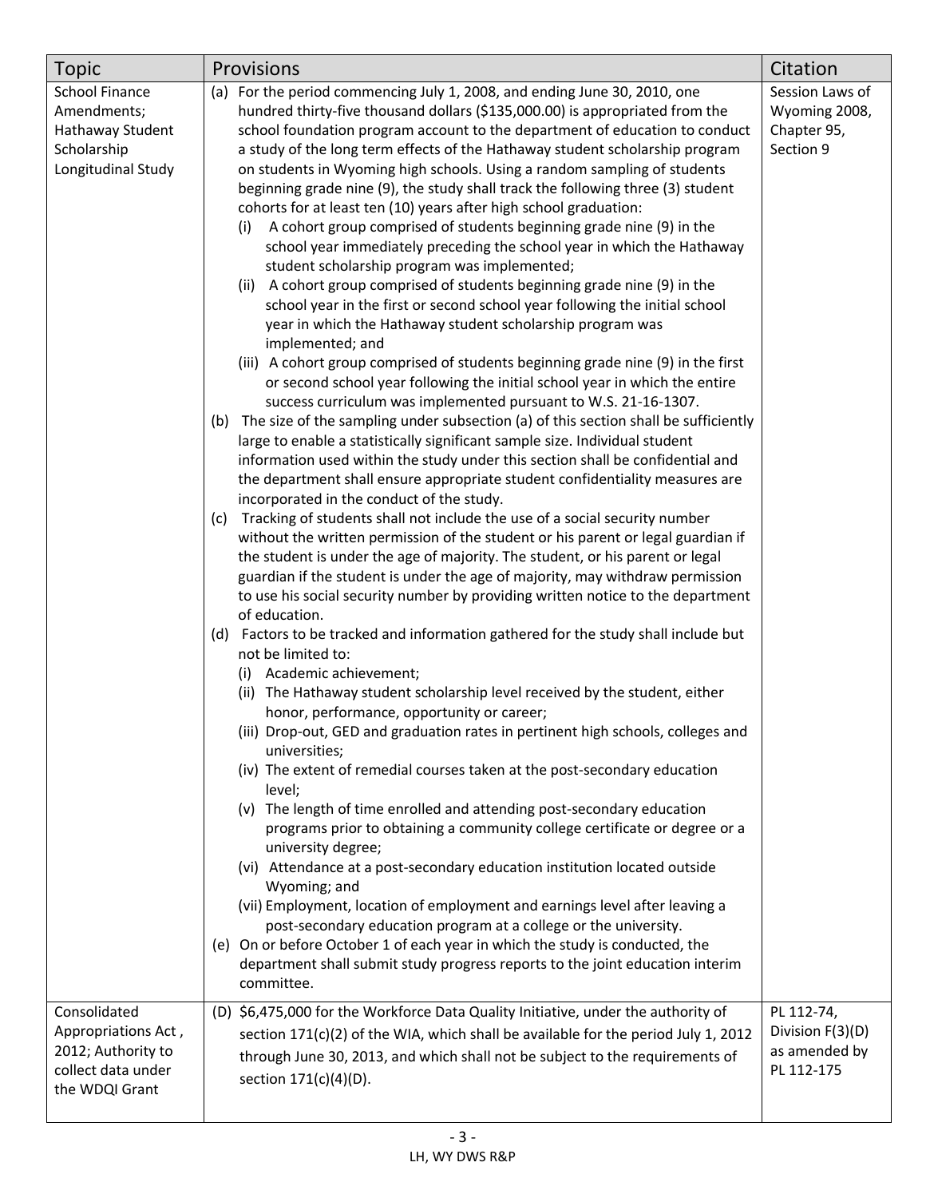| Topic | Provisions | Citation |
|---|---|---|
| School Finance Amendments; Hathaway Student Scholarship Longitudinal Study | (a) For the period commencing July 1, 2008, and ending June 30, 2010, one hundred thirty-five thousand dollars ($135,000.00) is appropriated from the school foundation program account to the department of education to conduct a study of the long term effects of the Hathaway student scholarship program on students in Wyoming high schools. Using a random sampling of students beginning grade nine (9), the study shall track the following three (3) student cohorts for at least ten (10) years after high school graduation:<br>(i) A cohort group comprised of students beginning grade nine (9) in the school year immediately preceding the school year in which the Hathaway student scholarship program was implemented;<br>(ii) A cohort group comprised of students beginning grade nine (9) in the school year in the first or second school year following the initial school year in which the Hathaway student scholarship program was implemented; and<br>(iii) A cohort group comprised of students beginning grade nine (9) in the first or second school year following the initial school year in which the entire success curriculum was implemented pursuant to W.S. 21-16-1307.<br>(b) The size of the sampling under subsection (a) of this section shall be sufficiently large to enable a statistically significant sample size. Individual student information used within the study under this section shall be confidential and the department shall ensure appropriate student confidentiality measures are incorporated in the conduct of the study.<br>(c) Tracking of students shall not include the use of a social security number without the written permission of the student or his parent or legal guardian if the student is under the age of majority. The student, or his parent or legal guardian if the student is under the age of majority, may withdraw permission to use his social security number by providing written notice to the department of education.<br>(d) Factors to be tracked and information gathered for the study shall include but not be limited to:<br>(i) Academic achievement;<br>(ii) The Hathaway student scholarship level received by the student, either honor, performance, opportunity or career;<br>(iii) Drop-out, GED and graduation rates in pertinent high schools, colleges and universities;<br>(iv) The extent of remedial courses taken at the post-secondary education level;<br>(v) The length of time enrolled and attending post-secondary education programs prior to obtaining a community college certificate or degree or a university degree;<br>(vi) Attendance at a post-secondary education institution located outside Wyoming; and<br>(vii) Employment, location of employment and earnings level after leaving a post-secondary education program at a college or the university.<br>(e) On or before October 1 of each year in which the study is conducted, the department shall submit study progress reports to the joint education interim committee. | Session Laws of Wyoming 2008, Chapter 95, Section 9 |
| Consolidated Appropriations Act , 2012; Authority to collect data under the WDQI Grant | (D) $6,475,000 for the Workforce Data Quality Initiative, under the authority of section 171(c)(2) of the WIA, which shall be available for the period July 1, 2012 through June 30, 2013, and which shall not be subject to the requirements of section 171(c)(4)(D). | PL 112-74, Division F(3)(D) as amended by PL 112-175 |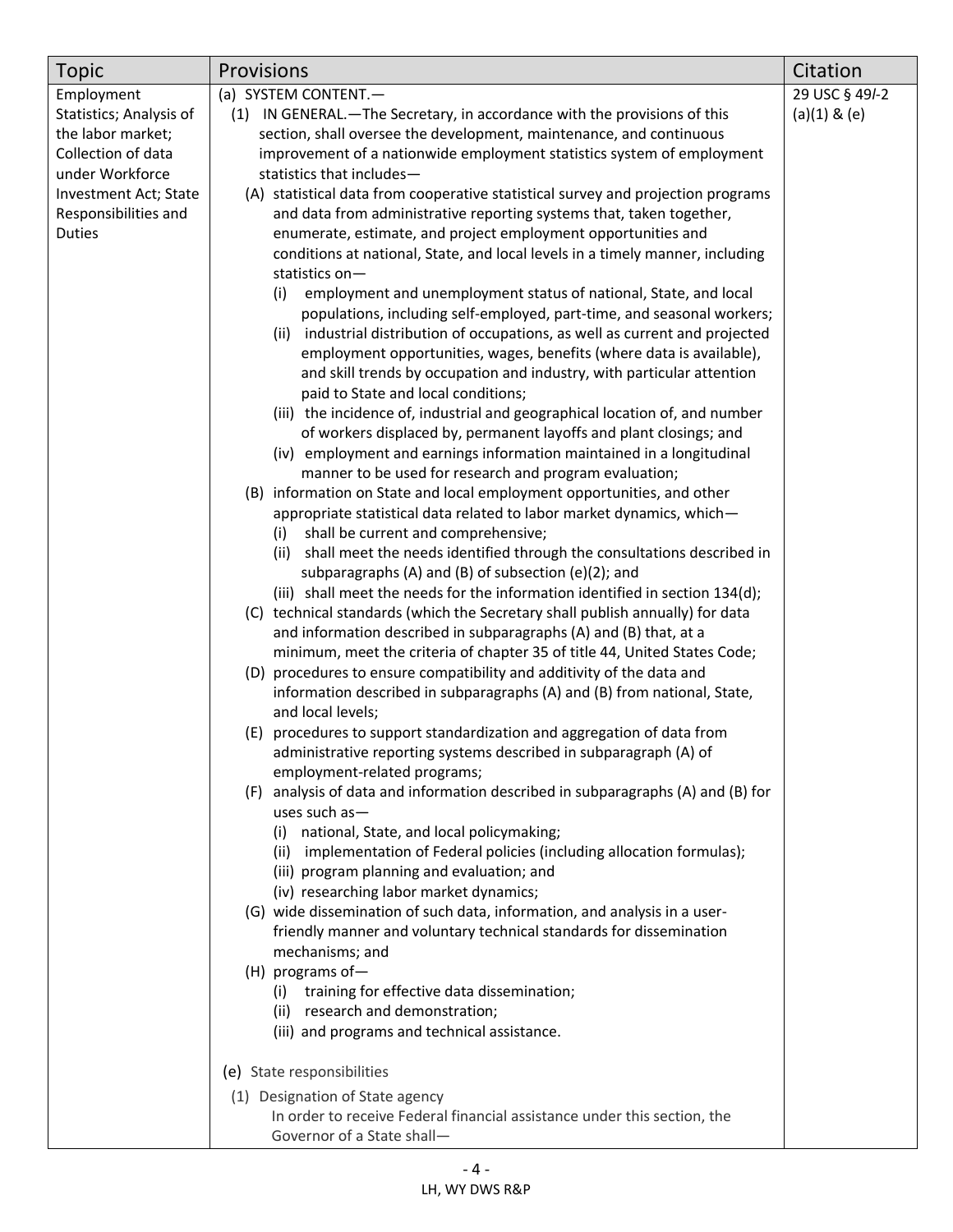| Topic | Provisions | Citation |
|---|---|---|
| Employment Statistics; Analysis of the labor market; Collection of data under Workforce Investment Act; State Responsibilities and Duties | (a) SYSTEM CONTENT.—<br>(1) IN GENERAL.—The Secretary, in accordance with the provisions of this section, shall oversee the development, maintenance, and continuous improvement of a nationwide employment statistics system of employment statistics that includes—<br>(A) statistical data from cooperative statistical survey and projection programs and data from administrative reporting systems that, taken together, enumerate, estimate, and project employment opportunities and conditions at national, State, and local levels in a timely manner, including statistics on—<br>(i) employment and unemployment status of national, State, and local populations, including self-employed, part-time, and seasonal workers;<br>(ii) industrial distribution of occupations, as well as current and projected employment opportunities, wages, benefits (where data is available), and skill trends by occupation and industry, with particular attention paid to State and local conditions;<br>(iii) the incidence of, industrial and geographical location of, and number of workers displaced by, permanent layoffs and plant closings; and<br>(iv) employment and earnings information maintained in a longitudinal manner to be used for research and program evaluation;<br>(B) information on State and local employment opportunities, and other appropriate statistical data related to labor market dynamics, which—<br>(i) shall be current and comprehensive;<br>(ii) shall meet the needs identified through the consultations described in subparagraphs (A) and (B) of subsection (e)(2); and<br>(iii) shall meet the needs for the information identified in section 134(d);<br>(C) technical standards (which the Secretary shall publish annually) for data and information described in subparagraphs (A) and (B) that, at a minimum, meet the criteria of chapter 35 of title 44, United States Code;<br>(D) procedures to ensure compatibility and additivity of the data and information described in subparagraphs (A) and (B) from national, State, and local levels;<br>(E) procedures to support standardization and aggregation of data from administrative reporting systems described in subparagraph (A) of employment-related programs;<br>(F) analysis of data and information described in subparagraphs (A) and (B) for uses such as—<br>(i) national, State, and local policymaking;<br>(ii) implementation of Federal policies (including allocation formulas);<br>(iii) program planning and evaluation; and<br>(iv) researching labor market dynamics;<br>(G) wide dissemination of such data, information, and analysis in a user-friendly manner and voluntary technical standards for dissemination mechanisms; and<br>(H) programs of—<br>(i) training for effective data dissemination;<br>(ii) research and demonstration;<br>(iii) and programs and technical assistance.<br><br>(e) State responsibilities<br>(1) Designation of State agency<br>In order to receive Federal financial assistance under this section, the Governor of a State shall— | 29 USC § 49*l*-2 (a)(1) & (e) |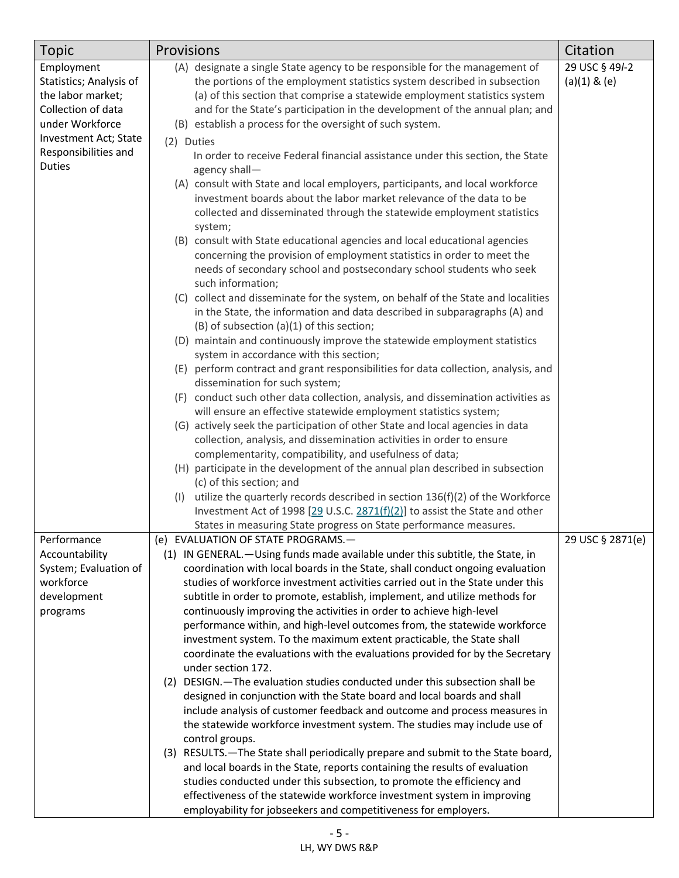| Topic | Provisions | Citation |
|---|---|---|
| Employment Statistics; Analysis of the labor market; Collection of data under Workforce Investment Act; State Responsibilities and Duties | (A) designate a single State agency to be responsible for the management of the portions of the employment statistics system described in subsection (a) of this section that comprise a statewide employment statistics system and for the State's participation in the development of the annual plan; and<br>(B) establish a process for the oversight of such system.<br>(2) Duties<br>In order to receive Federal financial assistance under this section, the State agency shall—<br>(A) consult with State and local employers, participants, and local workforce investment boards about the labor market relevance of the data to be collected and disseminated through the statewide employment statistics system;<br>(B) consult with State educational agencies and local educational agencies concerning the provision of employment statistics in order to meet the needs of secondary school and postsecondary school students who seek such information;<br>(C) collect and disseminate for the system, on behalf of the State and localities in the State, the information and data described in subparagraphs (A) and (B) of subsection (a)(1) of this section;<br>(D) maintain and continuously improve the statewide employment statistics system in accordance with this section;<br>(E) perform contract and grant responsibilities for data collection, analysis, and dissemination for such system;<br>(F) conduct such other data collection, analysis, and dissemination activities as will ensure an effective statewide employment statistics system;<br>(G) actively seek the participation of other State and local agencies in data collection, analysis, and dissemination activities in order to ensure complementarity, compatibility, and usefulness of data;<br>(H) participate in the development of the annual plan described in subsection (c) of this section; and<br>(I) utilize the quarterly records described in section 136(f)(2) of the Workforce Investment Act of 1998 [29 U.S.C. 2871(f)(2)] to assist the State and other States in measuring State progress on State performance measures. | 29 USC § 49*l*-2 (a)(1) & (e) |
| Performance Accountability System; Evaluation of workforce development programs | (e) EVALUATION OF STATE PROGRAMS.—<br>(1) IN GENERAL.—Using funds made available under this subtitle, the State, in coordination with local boards in the State, shall conduct ongoing evaluation studies of workforce investment activities carried out in the State under this subtitle in order to promote, establish, implement, and utilize methods for continuously improving the activities in order to achieve high-level performance within, and high-level outcomes from, the statewide workforce investment system. To the maximum extent practicable, the State shall coordinate the evaluations with the evaluations provided for by the Secretary under section 172.<br>(2) DESIGN.—The evaluation studies conducted under this subsection shall be designed in conjunction with the State board and local boards and shall include analysis of customer feedback and outcome and process measures in the statewide workforce investment system. The studies may include use of control groups.<br>(3) RESULTS.—The State shall periodically prepare and submit to the State board, and local boards in the State, reports containing the results of evaluation studies conducted under this subsection, to promote the efficiency and effectiveness of the statewide workforce investment system in improving employability for jobseekers and competitiveness for employers. | 29 USC § 2871(e) |

LH, WY DWS R&P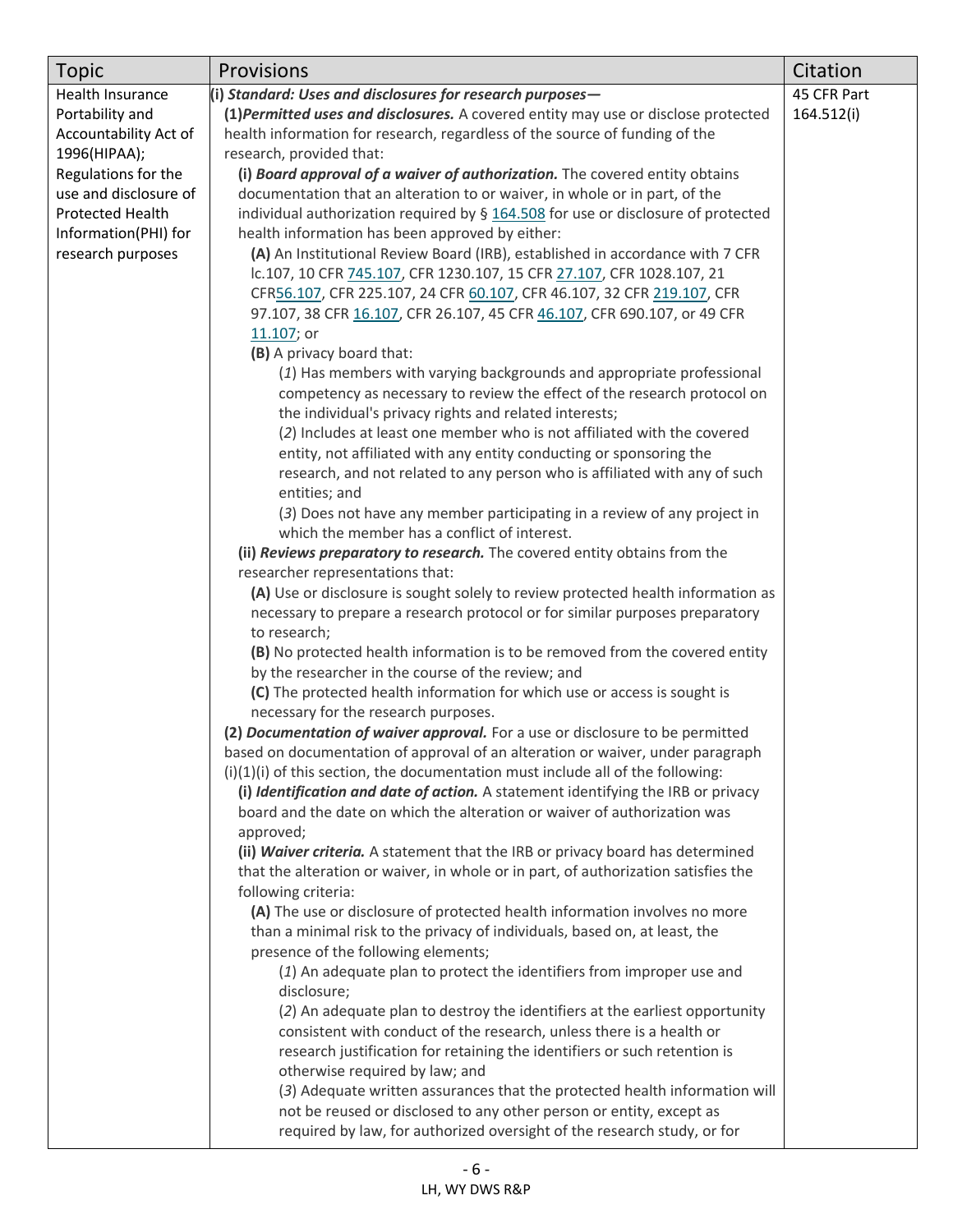| Topic | Provisions | Citation |
|---|---|---|
| Health Insurance Portability and Accountability Act of 1996(HIPAA); Regulations for the use and disclosure of Protected Health Information(PHI) for research purposes | **(i) *Standard: Uses and disclosures for research purposes—***<br>**(1)*Permitted uses and disclosures.*** A covered entity may use or disclose protected health information for research, regardless of the source of funding of the research, provided that:<br>**(i) *Board approval of a waiver of authorization.*** The covered entity obtains documentation that an alteration to or waiver, in whole or in part, of the individual authorization required by § 164.508 for use or disclosure of protected health information has been approved by either:<br>**(A)** An Institutional Review Board (IRB), established in accordance with 7 CFR lc.107, 10 CFR 745.107, CFR 1230.107, 15 CFR 27.107, CFR 1028.107, 21 CFR56.107, CFR 225.107, 24 CFR 60.107, CFR 46.107, 32 CFR 219.107, CFR 97.107, 38 CFR 16.107, CFR 26.107, 45 CFR 46.107, CFR 690.107, or 49 CFR 11.107; or<br>**(B)** A privacy board that:<br>(*1*) Has members with varying backgrounds and appropriate professional competency as necessary to review the effect of the research protocol on the individual's privacy rights and related interests;<br>(*2*) Includes at least one member who is not affiliated with the covered entity, not affiliated with any entity conducting or sponsoring the research, and not related to any person who is affiliated with any of such entities; and<br>(*3*) Does not have any member participating in a review of any project in which the member has a conflict of interest.<br>**(ii) *Reviews preparatory to research.*** The covered entity obtains from the researcher representations that:<br>**(A)** Use or disclosure is sought solely to review protected health information as necessary to prepare a research protocol or for similar purposes preparatory to research;<br>**(B)** No protected health information is to be removed from the covered entity by the researcher in the course of the review; and<br>**(C)** The protected health information for which use or access is sought is necessary for the research purposes.<br>**(2) *Documentation of waiver approval.*** For a use or disclosure to be permitted based on documentation of approval of an alteration or waiver, under paragraph (i)(1)(i) of this section, the documentation must include all of the following:<br>**(i) *Identification and date of action.*** A statement identifying the IRB or privacy board and the date on which the alteration or waiver of authorization was approved;<br>**(ii) *Waiver criteria.*** A statement that the IRB or privacy board has determined that the alteration or waiver, in whole or in part, of authorization satisfies the following criteria:<br>**(A)** The use or disclosure of protected health information involves no more than a minimal risk to the privacy of individuals, based on, at least, the presence of the following elements;<br>(*1*) An adequate plan to protect the identifiers from improper use and disclosure;<br>(*2*) An adequate plan to destroy the identifiers at the earliest opportunity consistent with conduct of the research, unless there is a health or research justification for retaining the identifiers or such retention is otherwise required by law; and<br>(*3*) Adequate written assurances that the protected health information will not be reused or disclosed to any other person or entity, except as required by law, for authorized oversight of the research study, or for | 45 CFR Part 164.512(i) |

LH, WY DWS R&P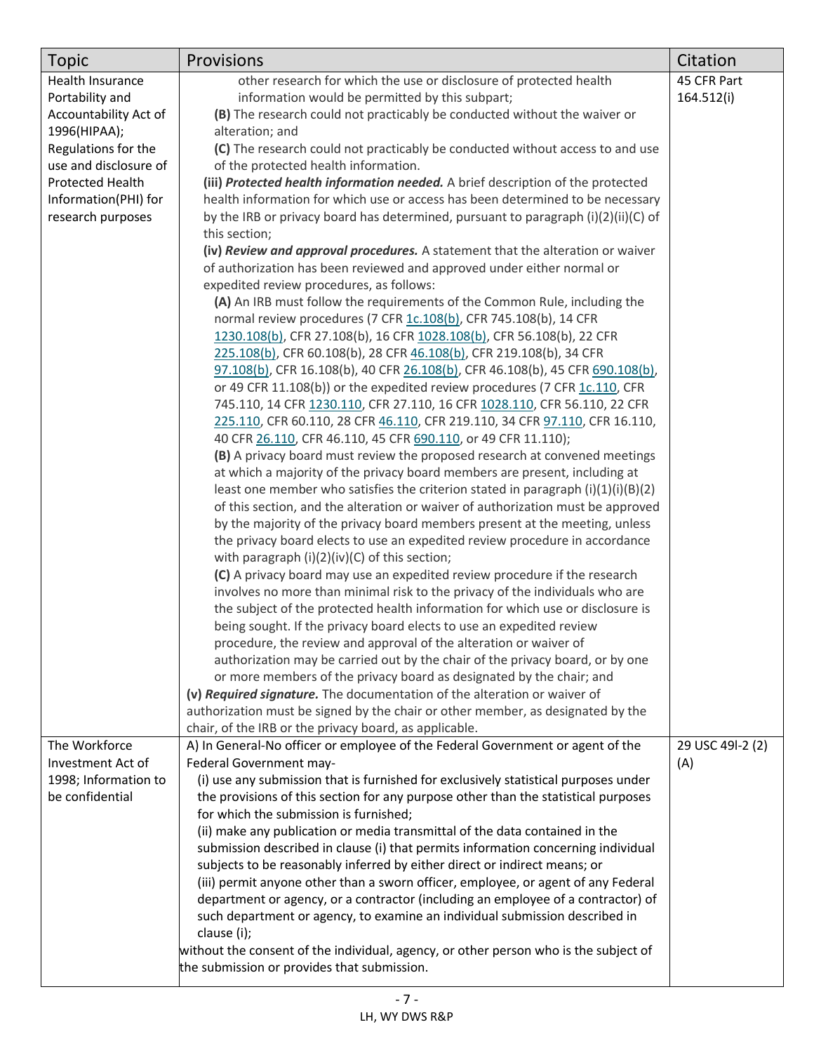| Topic | Provisions | Citation |
|---|---|---|
| Health Insurance Portability and Accountability Act of 1996(HIPAA); Regulations for the use and disclosure of Protected Health Information(PHI) for research purposes | other research for which the use or disclosure of protected health information would be permitted by this subpart;<br>**(B)** The research could not practicably be conducted without the waiver or alteration; and<br>**(C)** The research could not practicably be conducted without access to and use of the protected health information.<br>**(iii)** ***Protected health information needed.*** A brief description of the protected health information for which use or access has been determined to be necessary by the IRB or privacy board has determined, pursuant to paragraph (i)(2)(ii)(C) of this section;<br>**(iv)** ***Review and approval procedures.*** A statement that the alteration or waiver of authorization has been reviewed and approved under either normal or expedited review procedures, as follows:<br>**(A)** An IRB must follow the requirements of the Common Rule, including the normal review procedures (7 CFR 1c.108(b), CFR 745.108(b), 14 CFR 1230.108(b), CFR 27.108(b), 16 CFR 1028.108(b), CFR 56.108(b), 22 CFR 225.108(b), CFR 60.108(b), 28 CFR 46.108(b), CFR 219.108(b), 34 CFR 97.108(b), CFR 16.108(b), 40 CFR 26.108(b), CFR 46.108(b), 45 CFR 690.108(b), or 49 CFR 11.108(b)) or the expedited review procedures (7 CFR 1c.110, CFR 745.110, 14 CFR 1230.110, CFR 27.110, 16 CFR 1028.110, CFR 56.110, 22 CFR 225.110, CFR 60.110, 28 CFR 46.110, CFR 219.110, 34 CFR 97.110, CFR 16.110, 40 CFR 26.110, CFR 46.110, 45 CFR 690.110, or 49 CFR 11.110);<br>**(B)** A privacy board must review the proposed research at convened meetings at which a majority of the privacy board members are present, including at least one member who satisfies the criterion stated in paragraph (i)(1)(i)(B)(2) of this section, and the alteration or waiver of authorization must be approved by the majority of the privacy board members present at the meeting, unless the privacy board elects to use an expedited review procedure in accordance with paragraph (i)(2)(iv)(C) of this section;<br>**(C)** A privacy board may use an expedited review procedure if the research involves no more than minimal risk to the privacy of the individuals who are the subject of the protected health information for which use or disclosure is being sought. If the privacy board elects to use an expedited review procedure, the review and approval of the alteration or waiver of authorization may be carried out by the chair of the privacy board, or by one or more members of the privacy board as designated by the chair; and<br>**(v)** ***Required signature.*** The documentation of the alteration or waiver of authorization must be signed by the chair or other member, as designated by the chair, of the IRB or the privacy board, as applicable. | 45 CFR Part 164.512(i) |
| The Workforce Investment Act of 1998; Information to be confidential | A) In General-No officer or employee of the Federal Government or agent of the Federal Government may-<br>(i) use any submission that is furnished for exclusively statistical purposes under the provisions of this section for any purpose other than the statistical purposes for which the submission is furnished;<br>(ii) make any publication or media transmittal of the data contained in the submission described in clause (i) that permits information concerning individual subjects to be reasonably inferred by either direct or indirect means; or<br>(iii) permit anyone other than a sworn officer, employee, or agent of any Federal department or agency, or a contractor (including an employee of a contractor) of such department or agency, to examine an individual submission described in clause (i);<br>without the consent of the individual, agency, or other person who is the subject of the submission or provides that submission. | 29 USC 49l-2 (2)(A) |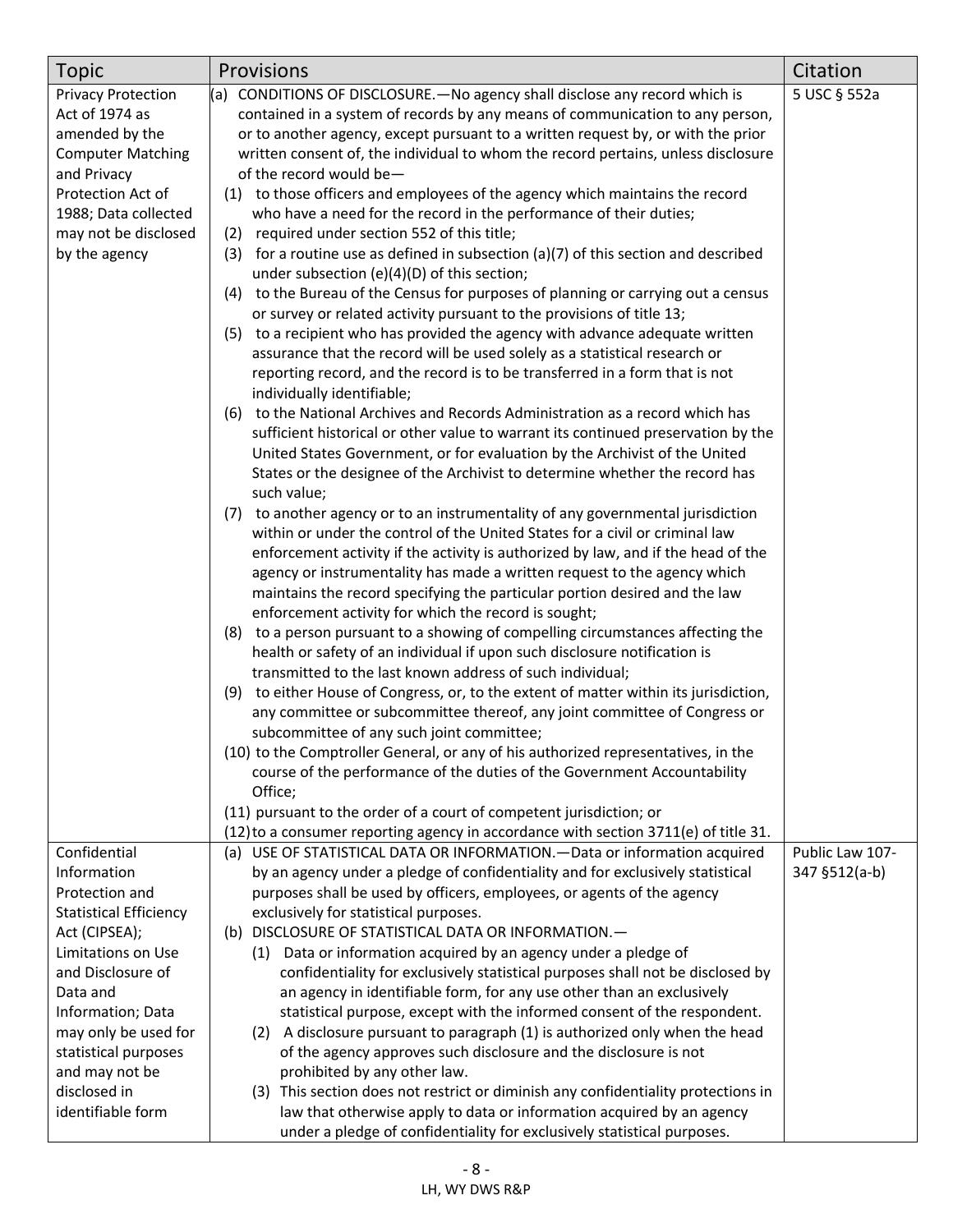| Topic | Provisions | Citation |
|---|---|---|
| Privacy Protection Act of 1974 as amended by the Computer Matching and Privacy Protection Act of 1988; Data collected may not be disclosed by the agency | (a) CONDITIONS OF DISCLOSURE.—No agency shall disclose any record which is contained in a system of records by any means of communication to any person, or to another agency, except pursuant to a written request by, or with the prior written consent of, the individual to whom the record pertains, unless disclosure of the record would be— <br>(1) to those officers and employees of the agency which maintains the record who have a need for the record in the performance of their duties; <br>(2) required under section 552 of this title; <br>(3) for a routine use as defined in subsection (a)(7) of this section and described under subsection (e)(4)(D) of this section; <br>(4) to the Bureau of the Census for purposes of planning or carrying out a census or survey or related activity pursuant to the provisions of title 13; <br>(5) to a recipient who has provided the agency with advance adequate written assurance that the record will be used solely as a statistical research or reporting record, and the record is to be transferred in a form that is not individually identifiable; <br>(6) to the National Archives and Records Administration as a record which has sufficient historical or other value to warrant its continued preservation by the United States Government, or for evaluation by the Archivist of the United States or the designee of the Archivist to determine whether the record has such value; <br>(7) to another agency or to an instrumentality of any governmental jurisdiction within or under the control of the United States for a civil or criminal law enforcement activity if the activity is authorized by law, and if the head of the agency or instrumentality has made a written request to the agency which maintains the record specifying the particular portion desired and the law enforcement activity for which the record is sought; <br>(8) to a person pursuant to a showing of compelling circumstances affecting the health or safety of an individual if upon such disclosure notification is transmitted to the last known address of such individual; <br>(9) to either House of Congress, or, to the extent of matter within its jurisdiction, any committee or subcommittee thereof, any joint committee of Congress or subcommittee of any such joint committee; <br>(10) to the Comptroller General, or any of his authorized representatives, in the course of the performance of the duties of the Government Accountability Office; <br>(11) pursuant to the order of a court of competent jurisdiction; or <br>(12) to a consumer reporting agency in accordance with section 3711(e) of title 31. | 5 USC § 552a |
| Confidential Information Protection and Statistical Efficiency Act (CIPSEA); Limitations on Use and Disclosure of Data and Information; Data may only be used for statistical purposes and may not be disclosed in identifiable form | (a) USE OF STATISTICAL DATA OR INFORMATION.—Data or information acquired by an agency under a pledge of confidentiality and for exclusively statistical purposes shall be used by officers, employees, or agents of the agency exclusively for statistical purposes. <br>(b) DISCLOSURE OF STATISTICAL DATA OR INFORMATION.— <br>(1) Data or information acquired by an agency under a pledge of confidentiality for exclusively statistical purposes shall not be disclosed by an agency in identifiable form, for any use other than an exclusively statistical purpose, except with the informed consent of the respondent. <br>(2) A disclosure pursuant to paragraph (1) is authorized only when the head of the agency approves such disclosure and the disclosure is not prohibited by any other law. <br>(3) This section does not restrict or diminish any confidentiality protections in law that otherwise apply to data or information acquired by an agency under a pledge of confidentiality for exclusively statistical purposes. | Public Law 107-347 §512(a-b) |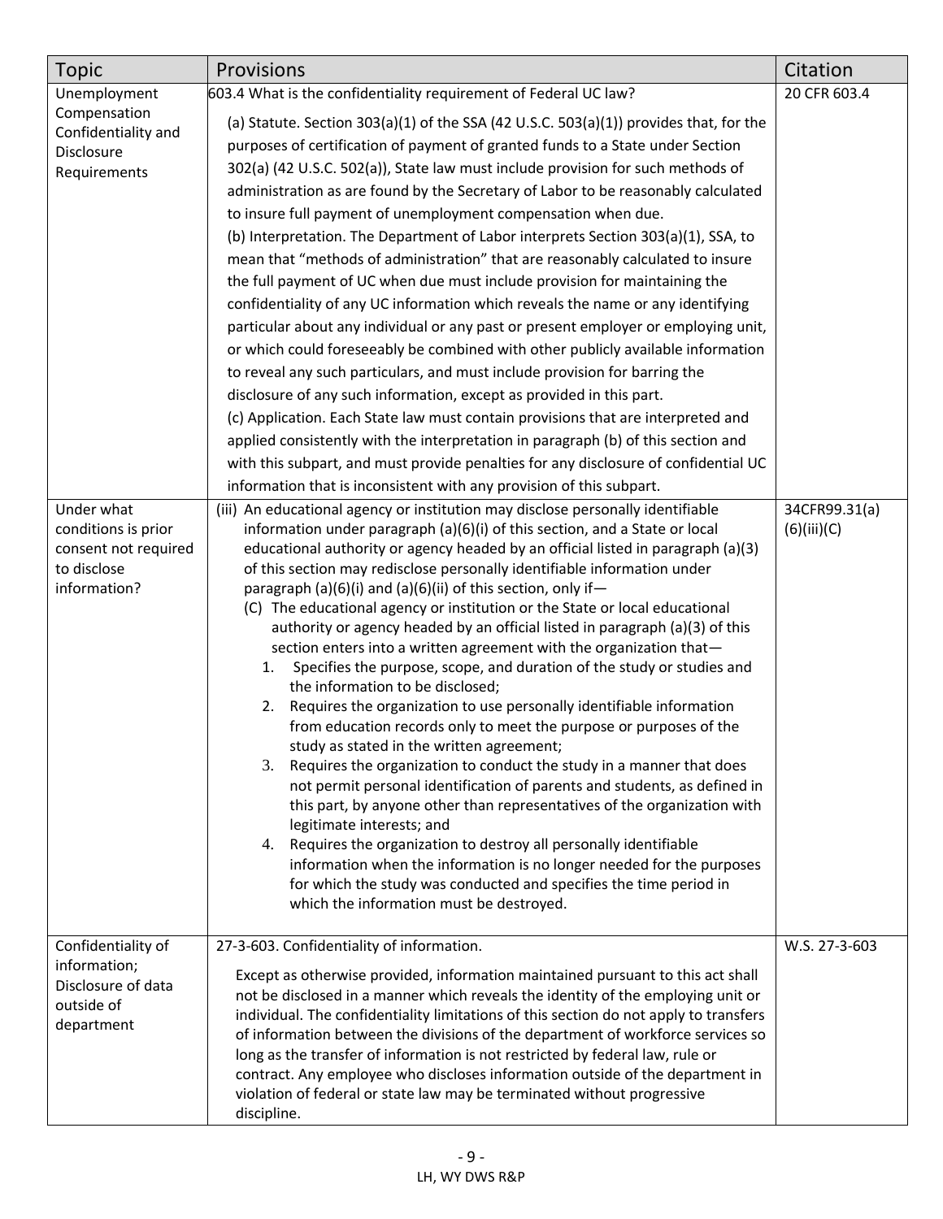| Topic | Provisions | Citation |
|---|---|---|
| Unemployment Compensation Confidentiality and Disclosure Requirements | 603.4 What is the confidentiality requirement of Federal UC law?<br><br>(a) Statute. Section 303(a)(1) of the SSA (42 U.S.C. 503(a)(1)) provides that, for the purposes of certification of payment of granted funds to a State under Section 302(a) (42 U.S.C. 502(a)), State law must include provision for such methods of administration as are found by the Secretary of Labor to be reasonably calculated to insure full payment of unemployment compensation when due.<br>(b) Interpretation. The Department of Labor interprets Section 303(a)(1), SSA, to mean that "methods of administration" that are reasonably calculated to insure the full payment of UC when due must include provision for maintaining the confidentiality of any UC information which reveals the name or any identifying particular about any individual or any past or present employer or employing unit, or which could foreseeably be combined with other publicly available information to reveal any such particulars, and must include provision for barring the disclosure of any such information, except as provided in this part.<br>(c) Application. Each State law must contain provisions that are interpreted and applied consistently with the interpretation in paragraph (b) of this section and with this subpart, and must provide penalties for any disclosure of confidential UC information that is inconsistent with any provision of this subpart. | 20 CFR 603.4 |
| Under what conditions is prior consent not required to disclose information? | (iii) An educational agency or institution may disclose personally identifiable information under paragraph (a)(6)(i) of this section, and a State or local educational authority or agency headed by an official listed in paragraph (a)(3) of this section may redisclose personally identifiable information under paragraph (a)(6)(i) and (a)(6)(ii) of this section, only if—<br>(C) The educational agency or institution or the State or local educational authority or agency headed by an official listed in paragraph (a)(3) of this section enters into a written agreement with the organization that—<br>1. Specifies the purpose, scope, and duration of the study or studies and the information to be disclosed;<br>2. Requires the organization to use personally identifiable information from education records only to meet the purpose or purposes of the study as stated in the written agreement;<br>3. Requires the organization to conduct the study in a manner that does not permit personal identification of parents and students, as defined in this part, by anyone other than representatives of the organization with legitimate interests; and<br>4. Requires the organization to destroy all personally identifiable information when the information is no longer needed for the purposes for which the study was conducted and specifies the time period in which the information must be destroyed. | 34CFR99.31(a)(6)(iii)(C) |
| Confidentiality of information; Disclosure of data outside of department | 27-3-603. Confidentiality of information.<br><br>Except as otherwise provided, information maintained pursuant to this act shall not be disclosed in a manner which reveals the identity of the employing unit or individual. The confidentiality limitations of this section do not apply to transfers of information between the divisions of the department of workforce services so long as the transfer of information is not restricted by federal law, rule or contract. Any employee who discloses information outside of the department in violation of federal or state law may be terminated without progressive discipline. | W.S. 27-3-603 |

LH, WY DWS R&P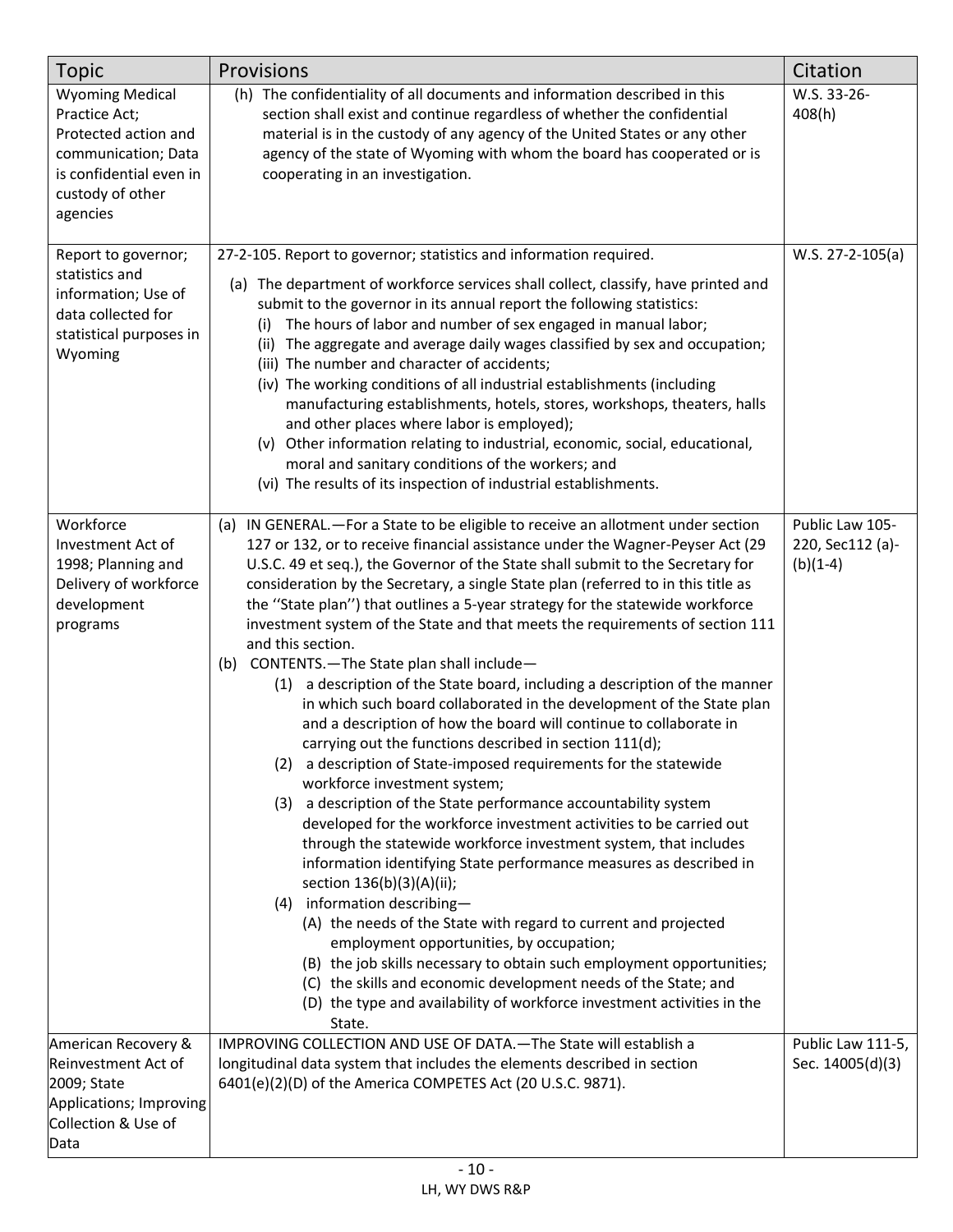| Topic | Provisions | Citation |
|---|---|---|
| Wyoming Medical Practice Act; Protected action and communication; Data is confidential even in custody of other agencies | (h) The confidentiality of all documents and information described in this section shall exist and continue regardless of whether the confidential material is in the custody of any agency of the United States or any other agency of the state of Wyoming with whom the board has cooperated or is cooperating in an investigation. | W.S. 33-26-408(h) |
| Report to governor; statistics and information; Use of data collected for statistical purposes in Wyoming | 27-2-105. Report to governor; statistics and information required.<br><br>(a) The department of workforce services shall collect, classify, have printed and submit to the governor in its annual report the following statistics:<br>(i) The hours of labor and number of sex engaged in manual labor;<br>(ii) The aggregate and average daily wages classified by sex and occupation;<br>(iii) The number and character of accidents;<br>(iv) The working conditions of all industrial establishments (including manufacturing establishments, hotels, stores, workshops, theaters, halls and other places where labor is employed);<br>(v) Other information relating to industrial, economic, social, educational, moral and sanitary conditions of the workers; and<br>(vi) The results of its inspection of industrial establishments. | W.S. 27-2-105(a) |
| Workforce Investment Act of 1998; Planning and Delivery of workforce development programs | (a) IN GENERAL.—For a State to be eligible to receive an allotment under section 127 or 132, or to receive financial assistance under the Wagner-Peyser Act (29 U.S.C. 49 et seq.), the Governor of the State shall submit to the Secretary for consideration by the Secretary, a single State plan (referred to in this title as the ''State plan'') that outlines a 5-year strategy for the statewide workforce investment system of the State and that meets the requirements of section 111 and this section.<br>(b) CONTENTS.—The State plan shall include—<br>(1) a description of the State board, including a description of the manner in which such board collaborated in the development of the State plan and a description of how the board will continue to collaborate in carrying out the functions described in section 111(d);<br>(2) a description of State-imposed requirements for the statewide workforce investment system;<br>(3) a description of the State performance accountability system developed for the workforce investment activities to be carried out through the statewide workforce investment system, that includes information identifying State performance measures as described in section 136(b)(3)(A)(ii);<br>(4) information describing—<br>(A) the needs of the State with regard to current and projected employment opportunities, by occupation;<br>(B) the job skills necessary to obtain such employment opportunities;<br>(C) the skills and economic development needs of the State; and<br>(D) the type and availability of workforce investment activities in the State. | Public Law 105-220, Sec112 (a)-(b)(1-4) |
| American Recovery & Reinvestment Act of 2009; State Applications; Improving Collection & Use of Data | IMPROVING COLLECTION AND USE OF DATA.—The State will establish a longitudinal data system that includes the elements described in section 6401(e)(2)(D) of the America COMPETES Act (20 U.S.C. 9871). | Public Law 111-5, Sec. 14005(d)(3) |

LH, WY DWS R&P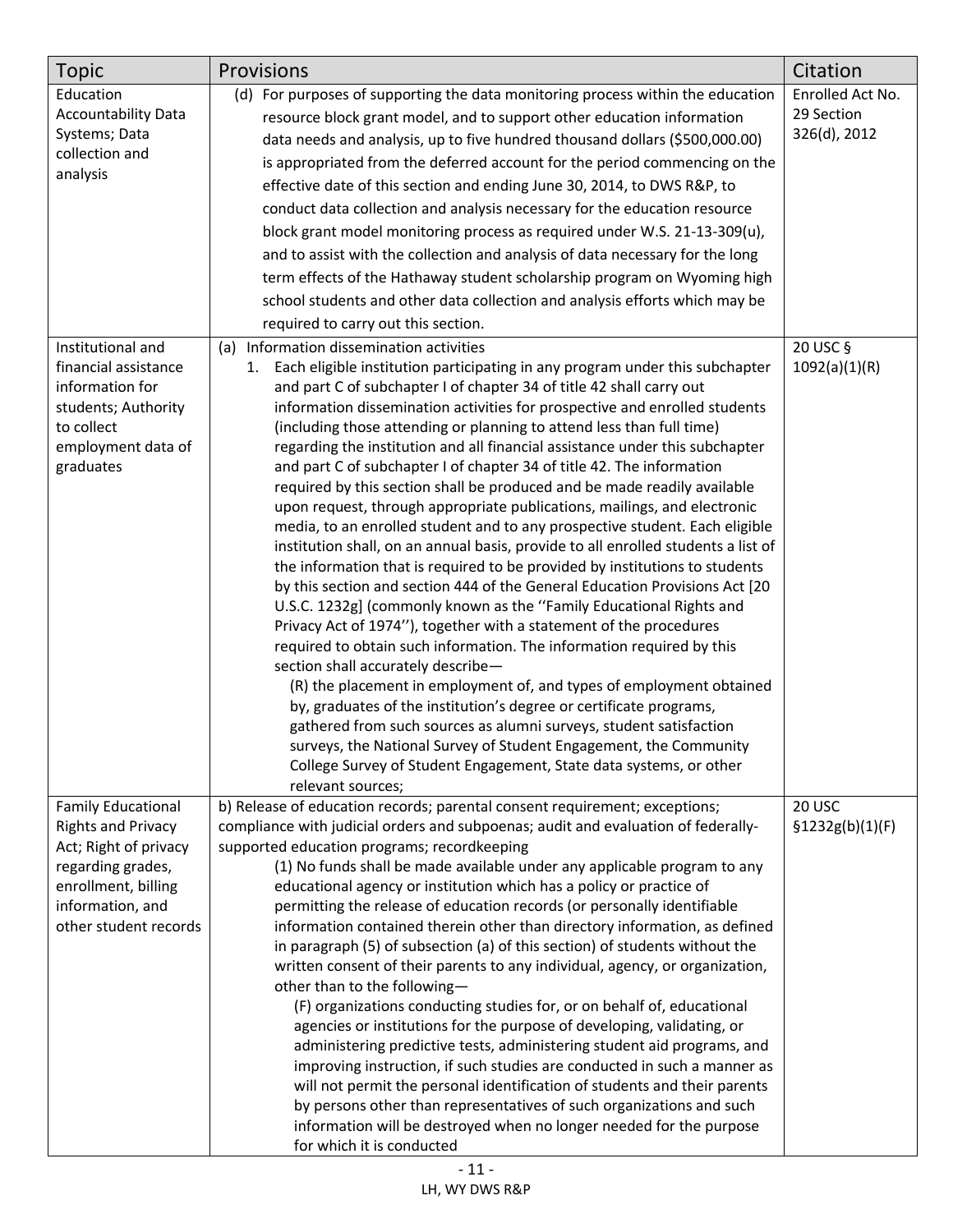| Topic | Provisions | Citation |
|---|---|---|
| Education Accountability Data Systems; Data collection and analysis | (d) For purposes of supporting the data monitoring process within the education resource block grant model, and to support other education information data needs and analysis, up to five hundred thousand dollars ($500,000.00) is appropriated from the deferred account for the period commencing on the effective date of this section and ending June 30, 2014, to DWS R&P, to conduct data collection and analysis necessary for the education resource block grant model monitoring process as required under W.S. 21-13-309(u), and to assist with the collection and analysis of data necessary for the long term effects of the Hathaway student scholarship program on Wyoming high school students and other data collection and analysis efforts which may be required to carry out this section. | Enrolled Act No. 29 Section 326(d), 2012 |
| Institutional and financial assistance information for students; Authority to collect employment data of graduates | (a) Information dissemination activities<br>1. Each eligible institution participating in any program under this subchapter and part C of subchapter I of chapter 34 of title 42 shall carry out information dissemination activities for prospective and enrolled students (including those attending or planning to attend less than full time) regarding the institution and all financial assistance under this subchapter and part C of subchapter I of chapter 34 of title 42. The information required by this section shall be produced and be made readily available upon request, through appropriate publications, mailings, and electronic media, to an enrolled student and to any prospective student. Each eligible institution shall, on an annual basis, provide to all enrolled students a list of the information that is required to be provided by institutions to students by this section and section 444 of the General Education Provisions Act [20 U.S.C. 1232g] (commonly known as the ''Family Educational Rights and Privacy Act of 1974''), together with a statement of the procedures required to obtain such information. The information required by this section shall accurately describe—<br>(R) the placement in employment of, and types of employment obtained by, graduates of the institution's degree or certificate programs, gathered from such sources as alumni surveys, student satisfaction surveys, the National Survey of Student Engagement, the Community College Survey of Student Engagement, State data systems, or other relevant sources; | 20 USC § 1092(a)(1)(R) |
| Family Educational Rights and Privacy Act; Right of privacy regarding grades, enrollment, billing information, and other student records | b) Release of education records; parental consent requirement; exceptions; compliance with judicial orders and subpoenas; audit and evaluation of federally-supported education programs; recordkeeping<br>(1) No funds shall be made available under any applicable program to any educational agency or institution which has a policy or practice of permitting the release of education records (or personally identifiable information contained therein other than directory information, as defined in paragraph (5) of subsection (a) of this section) of students without the written consent of their parents to any individual, agency, or organization, other than to the following—<br>(F) organizations conducting studies for, or on behalf of, educational agencies or institutions for the purpose of developing, validating, or administering predictive tests, administering student aid programs, and improving instruction, if such studies are conducted in such a manner as will not permit the personal identification of students and their parents by persons other than representatives of such organizations and such information will be destroyed when no longer needed for the purpose for which it is conducted | 20 USC §1232g(b)(1)(F) |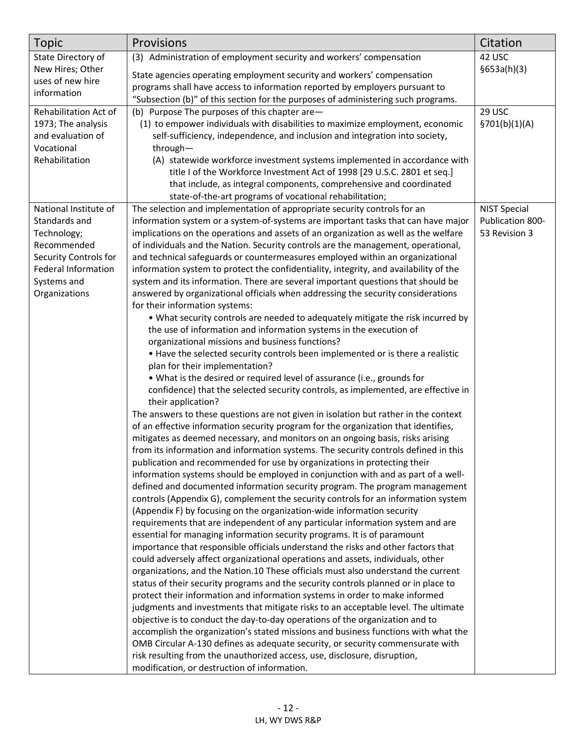| Topic | Provisions | Citation |
|---|---|---|
| State Directory of New Hires; Other uses of new hire information | (3) Administration of employment security and workers' compensation<br><br>State agencies operating employment security and workers' compensation programs shall have access to information reported by employers pursuant to "Subsection (b)" of this section for the purposes of administering such programs. | 42 USC §653a(h)(3) |
| Rehabilitation Act of 1973; The analysis and evaluation of Vocational Rehabilitation | (b) Purpose The purposes of this chapter are—<br>(1) to empower individuals with disabilities to maximize employment, economic self-sufficiency, independence, and inclusion and integration into society, through—<br>(A) statewide workforce investment systems implemented in accordance with title I of the Workforce Investment Act of 1998 [29 U.S.C. 2801 et seq.] that include, as integral components, comprehensive and coordinated state-of-the-art programs of vocational rehabilitation; | 29 USC §701(b)(1)(A) |
| National Institute of Standards and Technology; Recommended Security Controls for Federal Information Systems and Organizations | The selection and implementation of appropriate security controls for an information system or a system-of-systems are important tasks that can have major implications on the operations and assets of an organization as well as the welfare of individuals and the Nation. Security controls are the management, operational, and technical safeguards or countermeasures employed within an organizational information system to protect the confidentiality, integrity, and availability of the system and its information. There are several important questions that should be answered by organizational officials when addressing the security considerations for their information systems:<br>• What security controls are needed to adequately mitigate the risk incurred by the use of information and information systems in the execution of organizational missions and business functions?<br>• Have the selected security controls been implemented or is there a realistic plan for their implementation?<br>• What is the desired or required level of assurance (i.e., grounds for confidence) that the selected security controls, as implemented, are effective in their application?<br>The answers to these questions are not given in isolation but rather in the context of an effective information security program for the organization that identifies, mitigates as deemed necessary, and monitors on an ongoing basis, risks arising from its information and information systems. The security controls defined in this publication and recommended for use by organizations in protecting their information systems should be employed in conjunction with and as part of a well-defined and documented information security program. The program management controls (Appendix G), complement the security controls for an information system (Appendix F) by focusing on the organization-wide information security requirements that are independent of any particular information system and are essential for managing information security programs. It is of paramount importance that responsible officials understand the risks and other factors that could adversely affect organizational operations and assets, individuals, other organizations, and the Nation.10 These officials must also understand the current status of their security programs and the security controls planned or in place to protect their information and information systems in order to make informed judgments and investments that mitigate risks to an acceptable level. The ultimate objective is to conduct the day-to-day operations of the organization and to accomplish the organization's stated missions and business functions with what the OMB Circular A-130 defines as adequate security, or security commensurate with risk resulting from the unauthorized access, use, disclosure, disruption, modification, or destruction of information. | NIST Special Publication 800-53 Revision 3 |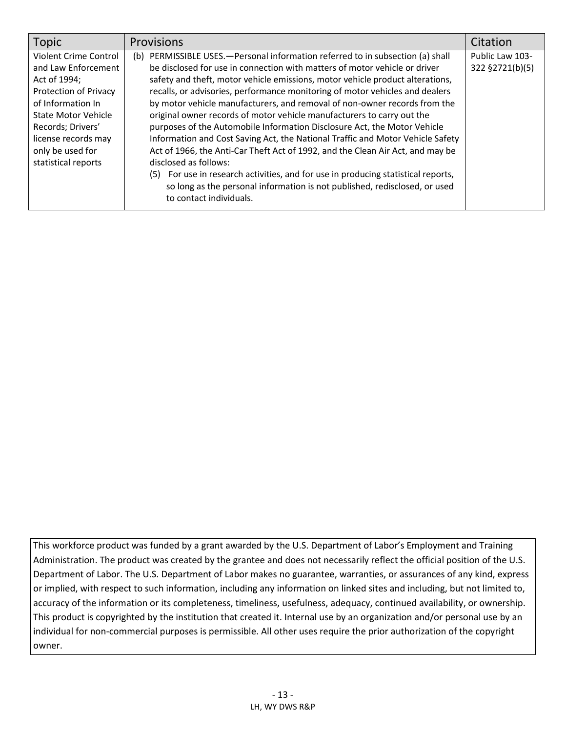| Topic | Provisions | Citation |
|---|---|---|
| Violent Crime Control and Law Enforcement Act of 1994; Protection of Privacy of Information In State Motor Vehicle Records; Drivers' license records may only be used for statistical reports | (b) PERMISSIBLE USES.—Personal information referred to in subsection (a) shall be disclosed for use in connection with matters of motor vehicle or driver safety and theft, motor vehicle emissions, motor vehicle product alterations, recalls, or advisories, performance monitoring of motor vehicles and dealers by motor vehicle manufacturers, and removal of non-owner records from the original owner records of motor vehicle manufacturers to carry out the purposes of the Automobile Information Disclosure Act, the Motor Vehicle Information and Cost Saving Act, the National Traffic and Motor Vehicle Safety Act of 1966, the Anti-Car Theft Act of 1992, and the Clean Air Act, and may be disclosed as follows:<br>(5) For use in research activities, and for use in producing statistical reports, so long as the personal information is not published, redisclosed, or used to contact individuals. | Public Law 103-322 §2721(b)(5) |

This workforce product was funded by a grant awarded by the U.S. Department of Labor's Employment and Training Administration. The product was created by the grantee and does not necessarily reflect the official position of the U.S. Department of Labor. The U.S. Department of Labor makes no guarantee, warranties, or assurances of any kind, express or implied, with respect to such information, including any information on linked sites and including, but not limited to, accuracy of the information or its completeness, timeliness, usefulness, adequacy, continued availability, or ownership. This product is copyrighted by the institution that created it. Internal use by an organization and/or personal use by an individual for non-commercial purposes is permissible. All other uses require the prior authorization of the copyright owner.